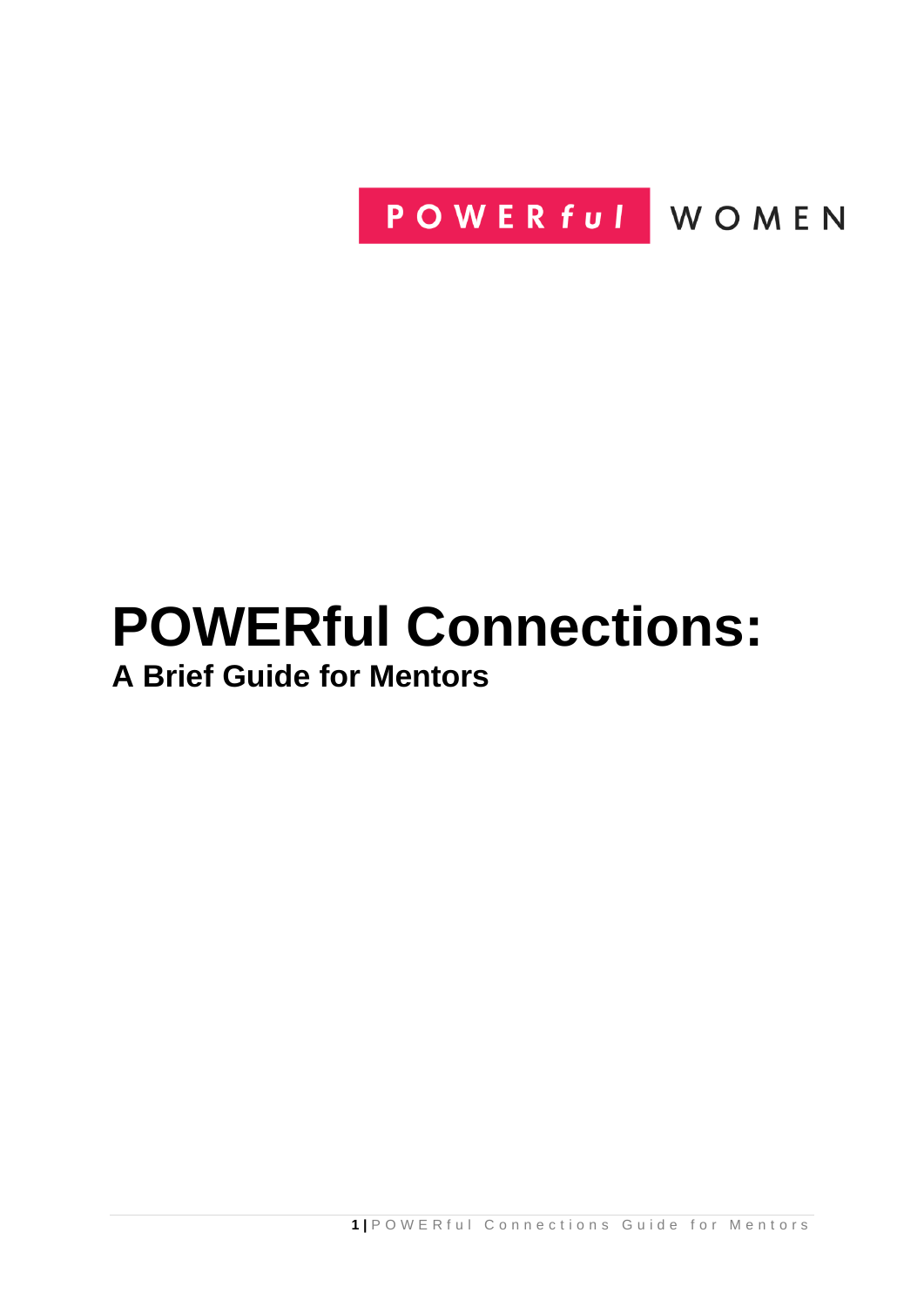POWERful WOMEN

# POWERful Connections:

## A Brief Guide for Mentors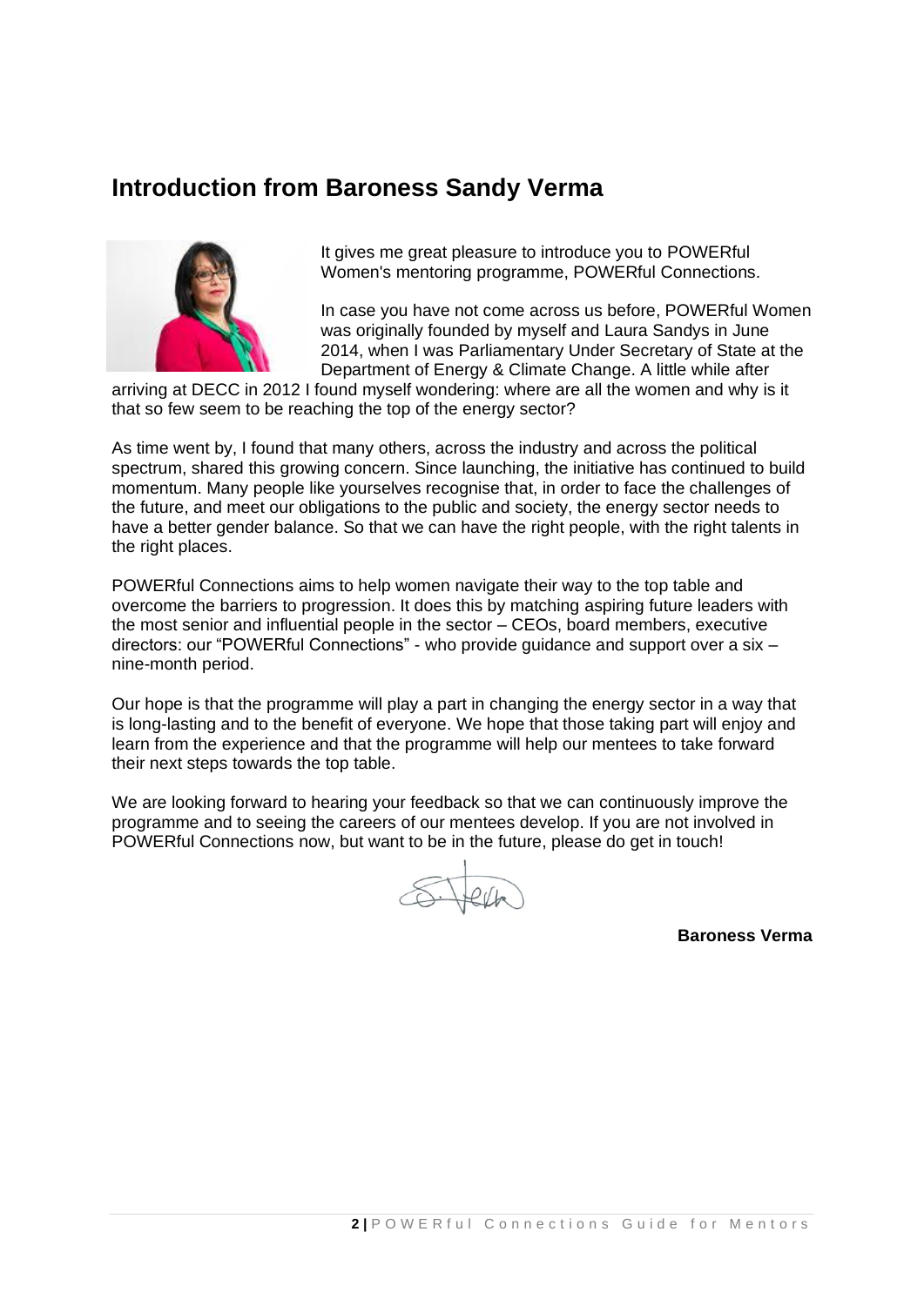## Introduction from Baroness Sandy Verma

It gives me great pleasure to introduce you to POWERful Women's mentoring programme, POWERful Connections.

In case you have not come across us before, POWERful Women was originally founded by myself and Laura Sandys in June 2014, when I was Parliamentary Under Secretary of State at the Department of Energy & Climate Change. A little while after arriving at DECC in 2012 I found myself wondering: where are all the women and why is it that so few seem to be reaching the top of the energy sector?

As time went by, I found that many others, across the industry and across the political spectrum, shared this growing concern. Since launching, the initiative has continued to build momentum. Many people like yourselves recognise that, in order to face the challenges of the future, and meet our obligations to the public and society, the energy sector needs to have a better gender balance. So that we can have the right people, with the right talents in the right places.

POWERful Connections aims to help women navigate their way to the top table and overcome the barriers to progression. It does this by matching aspiring future leaders with the most senior and influential people in the sector – CEOs, board members, executive directors: our "POWERful Connections" - who provide guidance and support over a six – nine-month period.

Our hope is that the programme will play a part in changing the energy sector in a way that is long-lasting and to the benefit of everyone. We hope that those taking part will enjoy and learn from the experience and that the programme will help our mentees to take forward their next steps towards the top table.

We are looking forward to hearing your feedback so that we can continuously improve the programme and to seeing the careers of our mentees develop. If you are not involved in POWERful Connections now, but want to be in the future, please do get in touch!

**Baroness Verma**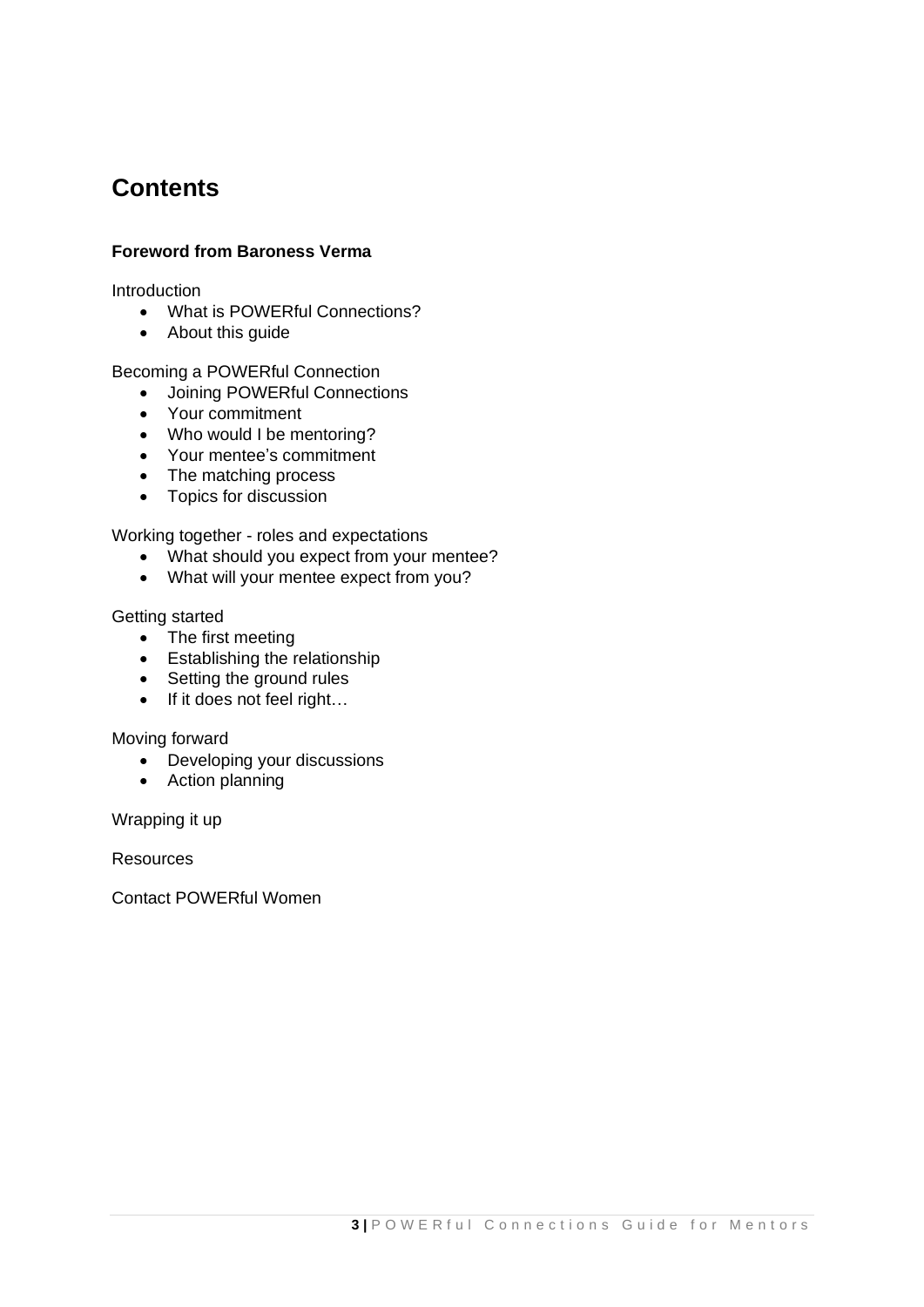# Contents

**Foreword from Baroness Verma**

Introduction

- What is POWERful Connections?
- About this guide

Becoming a POWERful Connection

- Joining POWERful Connections
- Your commitment
- Who would I be mentoring?
- Your mentee's commitment
- The matching process
- Topics for discussion

Working together - roles and expectations

- What should you expect from your mentee?
- What will your mentee expect from you?

Getting started

- The first meeting
- Establishing the relationship
- Setting the ground rules
- If it does not feel right…

Moving forward

- Developing your discussions
- Action planning

Wrapping it up

Resources

Contact POWERful Women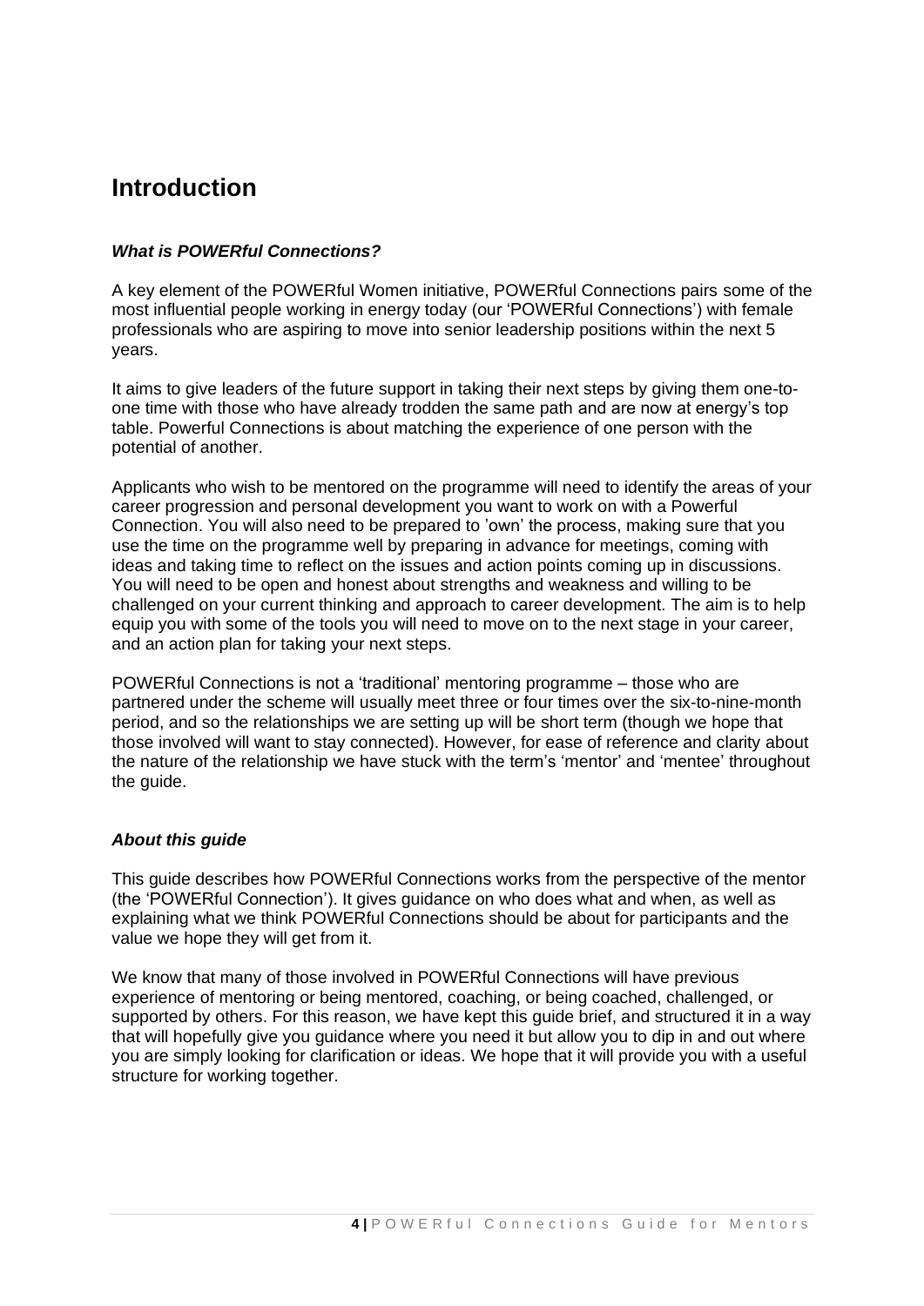# Introduction

### *What is POWERful Connections?*

A key element of the POWERful Women initiative, POWERful Connections pairs some of the most influential people working in energy today (our 'POWERful Connections') with female professionals who are aspiring to move into senior leadership positions within the next 5 years.

It aims to give leaders of the future support in taking their next steps by giving them one-to-one time with those who have already trodden the same path and are now at energy's top table. Powerful Connections is about matching the experience of one person with the potential of another.

Applicants who wish to be mentored on the programme will need to identify the areas of your career progression and personal development you want to work on with a Powerful Connection. You will also need to be prepared to 'own' the process, making sure that you use the time on the programme well by preparing in advance for meetings, coming with ideas and taking time to reflect on the issues and action points coming up in discussions. You will need to be open and honest about strengths and weakness and willing to be challenged on your current thinking and approach to career development. The aim is to help equip you with some of the tools you will need to move on to the next stage in your career, and an action plan for taking your next steps.

POWERful Connections is not a 'traditional' mentoring programme – those who are partnered under the scheme will usually meet three or four times over the six-to-nine-month period, and so the relationships we are setting up will be short term (though we hope that those involved will want to stay connected). However, for ease of reference and clarity about the nature of the relationship we have stuck with the term's 'mentor' and 'mentee' throughout the guide.

### *About this guide*

This guide describes how POWERful Connections works from the perspective of the mentor (the 'POWERful Connection'). It gives guidance on who does what and when, as well as explaining what we think POWERful Connections should be about for participants and the value we hope they will get from it.

We know that many of those involved in POWERful Connections will have previous experience of mentoring or being mentored, coaching, or being coached, challenged, or supported by others. For this reason, we have kept this guide brief, and structured it in a way that will hopefully give you guidance where you need it but allow you to dip in and out where you are simply looking for clarification or ideas. We hope that it will provide you with a useful structure for working together.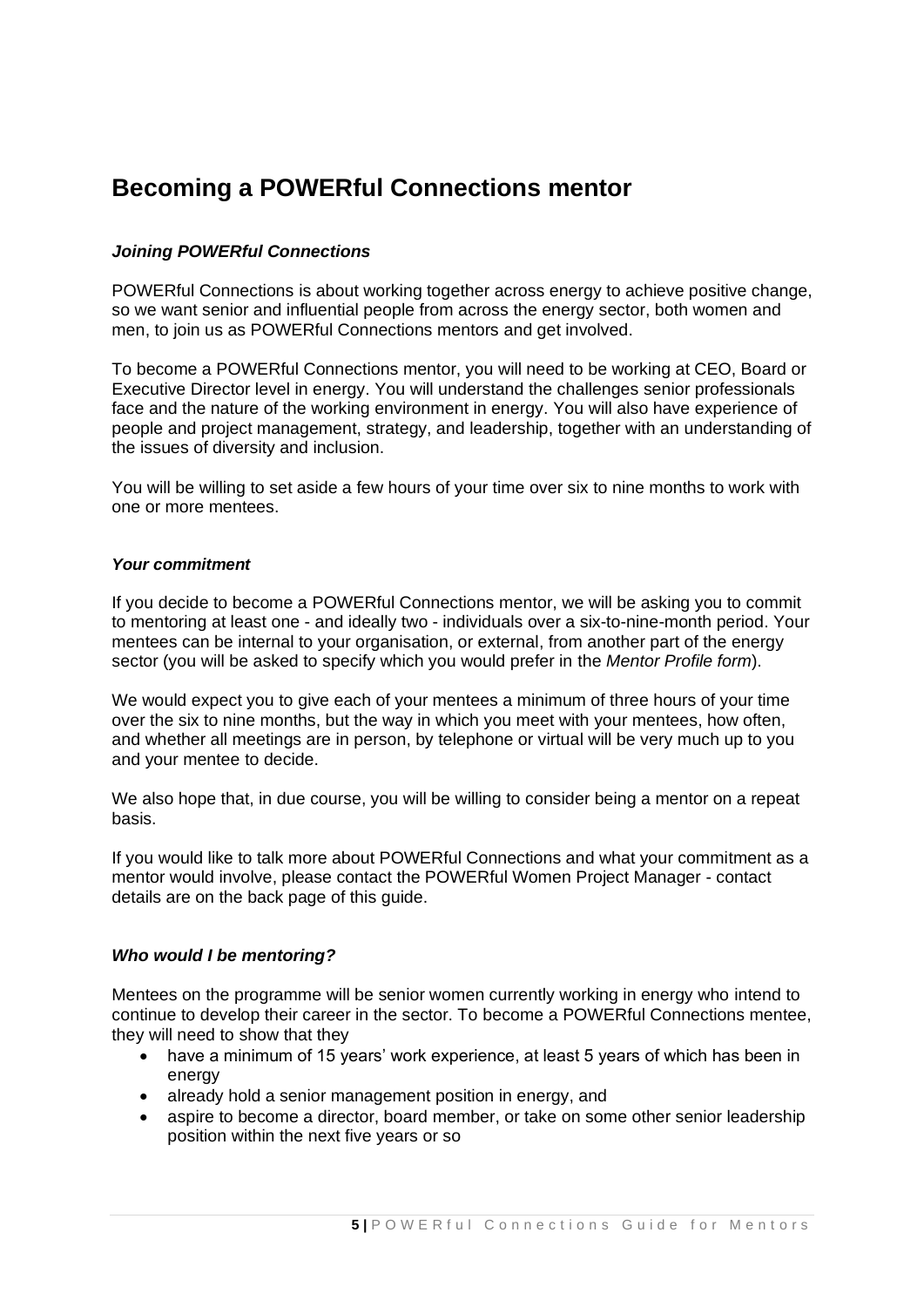## Becoming a POWERful Connections mentor

### *Joining POWERful Connections*

POWERful Connections is about working together across energy to achieve positive change, so we want senior and influential people from across the energy sector, both women and men, to join us as POWERful Connections mentors and get involved.

To become a POWERful Connections mentor, you will need to be working at CEO, Board or Executive Director level in energy. You will understand the challenges senior professionals face and the nature of the working environment in energy. You will also have experience of people and project management, strategy, and leadership, together with an understanding of the issues of diversity and inclusion.

You will be willing to set aside a few hours of your time over six to nine months to work with one or more mentees.

### *Your commitment*

If you decide to become a POWERful Connections mentor, we will be asking you to commit to mentoring at least one - and ideally two - individuals over a six-to-nine-month period. Your mentees can be internal to your organisation, or external, from another part of the energy sector (you will be asked to specify which you would prefer in the *Mentor Profile form*).

We would expect you to give each of your mentees a minimum of three hours of your time over the six to nine months, but the way in which you meet with your mentees, how often, and whether all meetings are in person, by telephone or virtual will be very much up to you and your mentee to decide.

We also hope that, in due course, you will be willing to consider being a mentor on a repeat basis.

If you would like to talk more about POWERful Connections and what your commitment as a mentor would involve, please contact the POWERful Women Project Manager - contact details are on the back page of this guide.

### *Who would I be mentoring?*

Mentees on the programme will be senior women currently working in energy who intend to continue to develop their career in the sector. To become a POWERful Connections mentee, they will need to show that they

- have a minimum of 15 years' work experience, at least 5 years of which has been in energy
- already hold a senior management position in energy, and
- aspire to become a director, board member, or take on some other senior leadership position within the next five years or so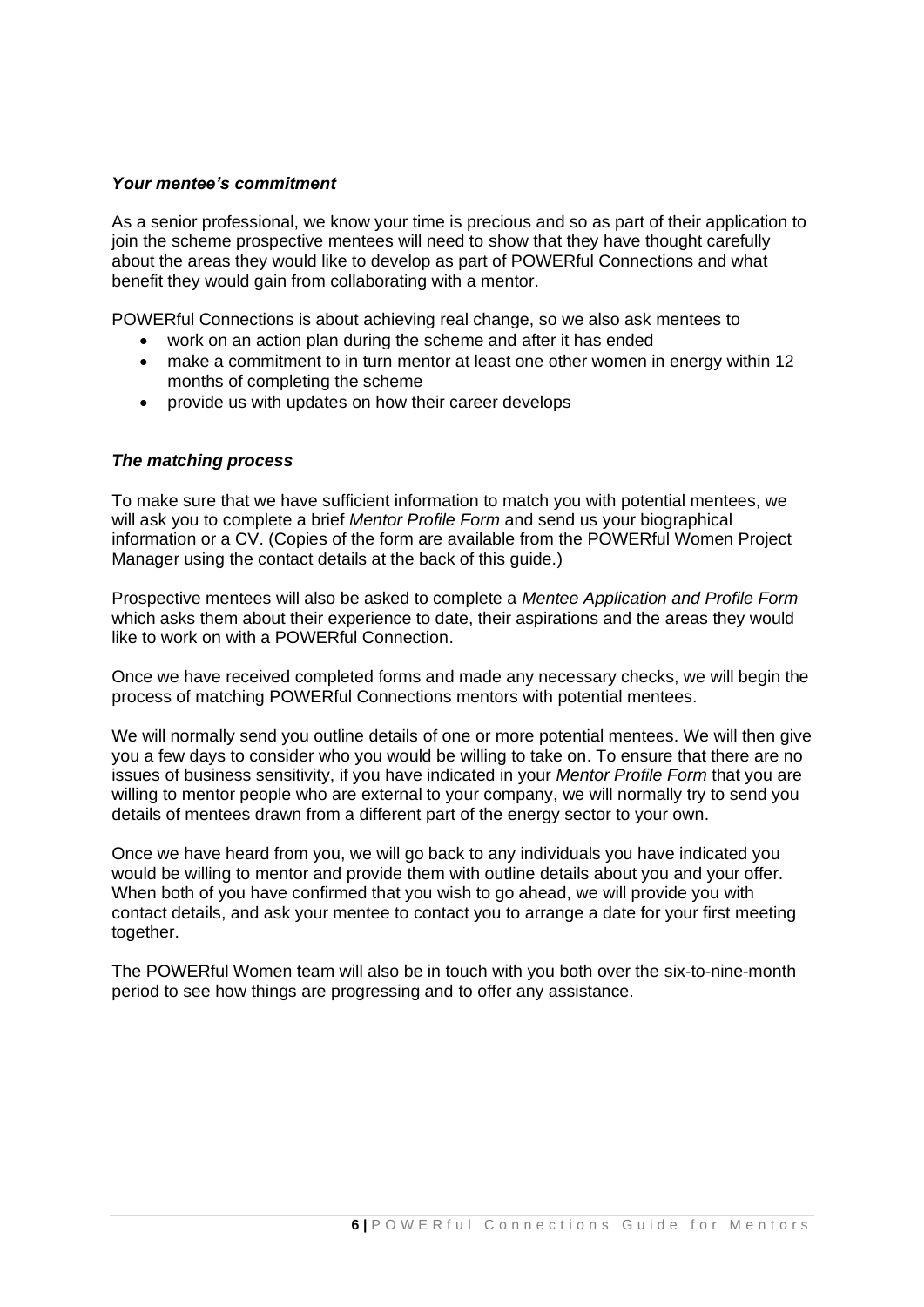### *Your mentee's commitment*

As a senior professional, we know your time is precious and so as part of their application to join the scheme prospective mentees will need to show that they have thought carefully about the areas they would like to develop as part of POWERful Connections and what benefit they would gain from collaborating with a mentor.

POWERful Connections is about achieving real change, so we also ask mentees to

- work on an action plan during the scheme and after it has ended
- make a commitment to in turn mentor at least one other women in energy within 12 months of completing the scheme
- provide us with updates on how their career develops

### *The matching process*

To make sure that we have sufficient information to match you with potential mentees, we will ask you to complete a brief *Mentor Profile Form* and send us your biographical information or a CV. (Copies of the form are available from the POWERful Women Project Manager using the contact details at the back of this guide.)

Prospective mentees will also be asked to complete a *Mentee Application and Profile Form* which asks them about their experience to date, their aspirations and the areas they would like to work on with a POWERful Connection.

Once we have received completed forms and made any necessary checks, we will begin the process of matching POWERful Connections mentors with potential mentees.

We will normally send you outline details of one or more potential mentees. We will then give you a few days to consider who you would be willing to take on. To ensure that there are no issues of business sensitivity, if you have indicated in your *Mentor Profile Form* that you are willing to mentor people who are external to your company, we will normally try to send you details of mentees drawn from a different part of the energy sector to your own.

Once we have heard from you, we will go back to any individuals you have indicated you would be willing to mentor and provide them with outline details about you and your offer. When both of you have confirmed that you wish to go ahead, we will provide you with contact details, and ask your mentee to contact you to arrange a date for your first meeting together.

The POWERful Women team will also be in touch with you both over the six-to-nine-month period to see how things are progressing and to offer any assistance.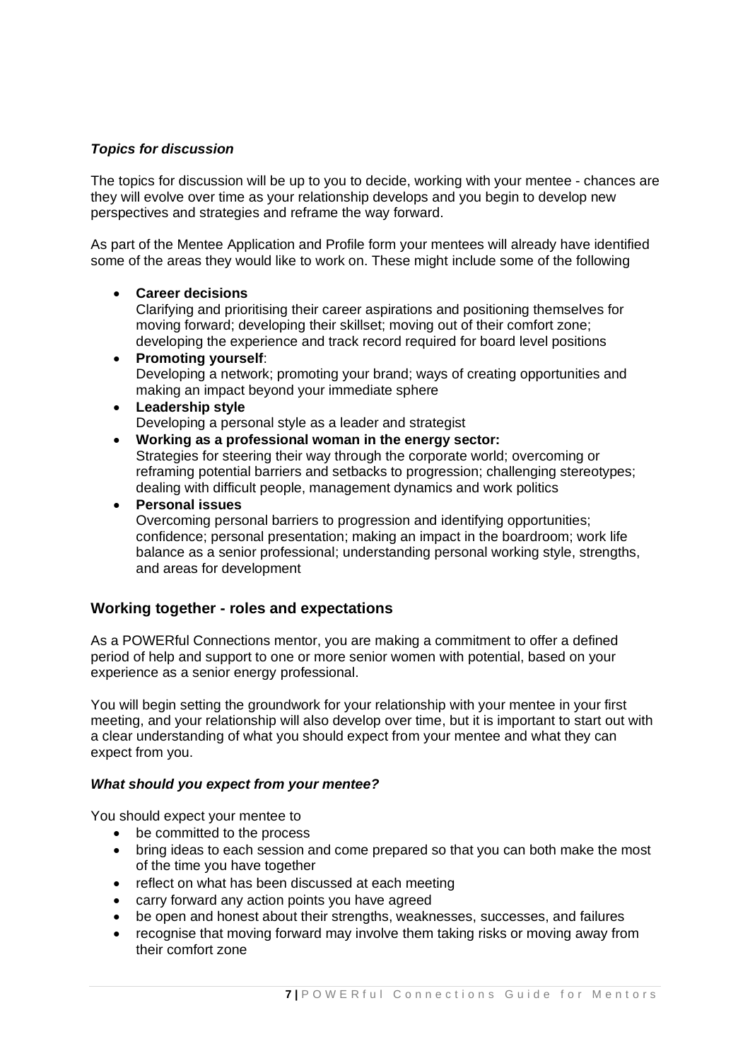***Topics for discussion***

The topics for discussion will be up to you to decide, working with your mentee - chances are they will evolve over time as your relationship develops and you begin to develop new perspectives and strategies and reframe the way forward.

As part of the Mentee Application and Profile form your mentees will already have identified some of the areas they would like to work on. These might include some of the following

- **Career decisions**
  Clarifying and prioritising their career aspirations and positioning themselves for moving forward; developing their skillset; moving out of their comfort zone; developing the experience and track record required for board level positions
- **Promoting yourself**:
  Developing a network; promoting your brand; ways of creating opportunities and making an impact beyond your immediate sphere
- **Leadership style**
  Developing a personal style as a leader and strategist
- **Working as a professional woman in the energy sector:**
  Strategies for steering their way through the corporate world; overcoming or reframing potential barriers and setbacks to progression; challenging stereotypes; dealing with difficult people, management dynamics and work politics
- **Personal issues**
  Overcoming personal barriers to progression and identifying opportunities; confidence; personal presentation; making an impact in the boardroom; work life balance as a senior professional; understanding personal working style, strengths, and areas for development

## Working together - roles and expectations

As a POWERful Connections mentor, you are making a commitment to offer a defined period of help and support to one or more senior women with potential, based on your experience as a senior energy professional.

You will begin setting the groundwork for your relationship with your mentee in your first meeting, and your relationship will also develop over time, but it is important to start out with a clear understanding of what you should expect from your mentee and what they can expect from you.

***What should you expect from your mentee?***

You should expect your mentee to

- be committed to the process
- bring ideas to each session and come prepared so that you can both make the most of the time you have together
- reflect on what has been discussed at each meeting
- carry forward any action points you have agreed
- be open and honest about their strengths, weaknesses, successes, and failures
- recognise that moving forward may involve them taking risks or moving away from their comfort zone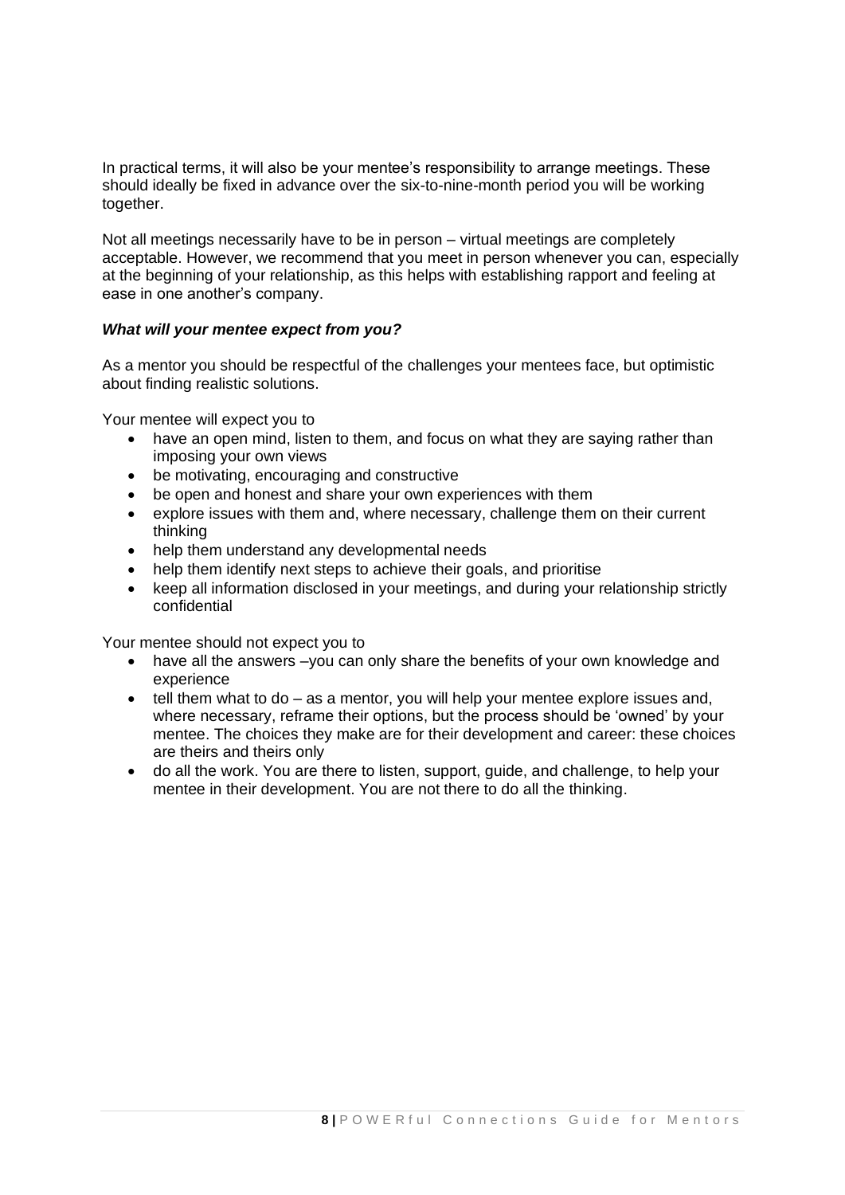In practical terms, it will also be your mentee's responsibility to arrange meetings. These should ideally be fixed in advance over the six-to-nine-month period you will be working together.

Not all meetings necessarily have to be in person – virtual meetings are completely acceptable. However, we recommend that you meet in person whenever you can, especially at the beginning of your relationship, as this helps with establishing rapport and feeling at ease in one another's company.

***What will your mentee expect from you?***

As a mentor you should be respectful of the challenges your mentees face, but optimistic about finding realistic solutions.

Your mentee will expect you to

- have an open mind, listen to them, and focus on what they are saying rather than imposing your own views
- be motivating, encouraging and constructive
- be open and honest and share your own experiences with them
- explore issues with them and, where necessary, challenge them on their current thinking
- help them understand any developmental needs
- help them identify next steps to achieve their goals, and prioritise
- keep all information disclosed in your meetings, and during your relationship strictly confidential

Your mentee should not expect you to

- have all the answers –you can only share the benefits of your own knowledge and experience
- tell them what to do – as a mentor, you will help your mentee explore issues and, where necessary, reframe their options, but the process should be 'owned' by your mentee. The choices they make are for their development and career: these choices are theirs and theirs only
- do all the work. You are there to listen, support, guide, and challenge, to help your mentee in their development. You are not there to do all the thinking.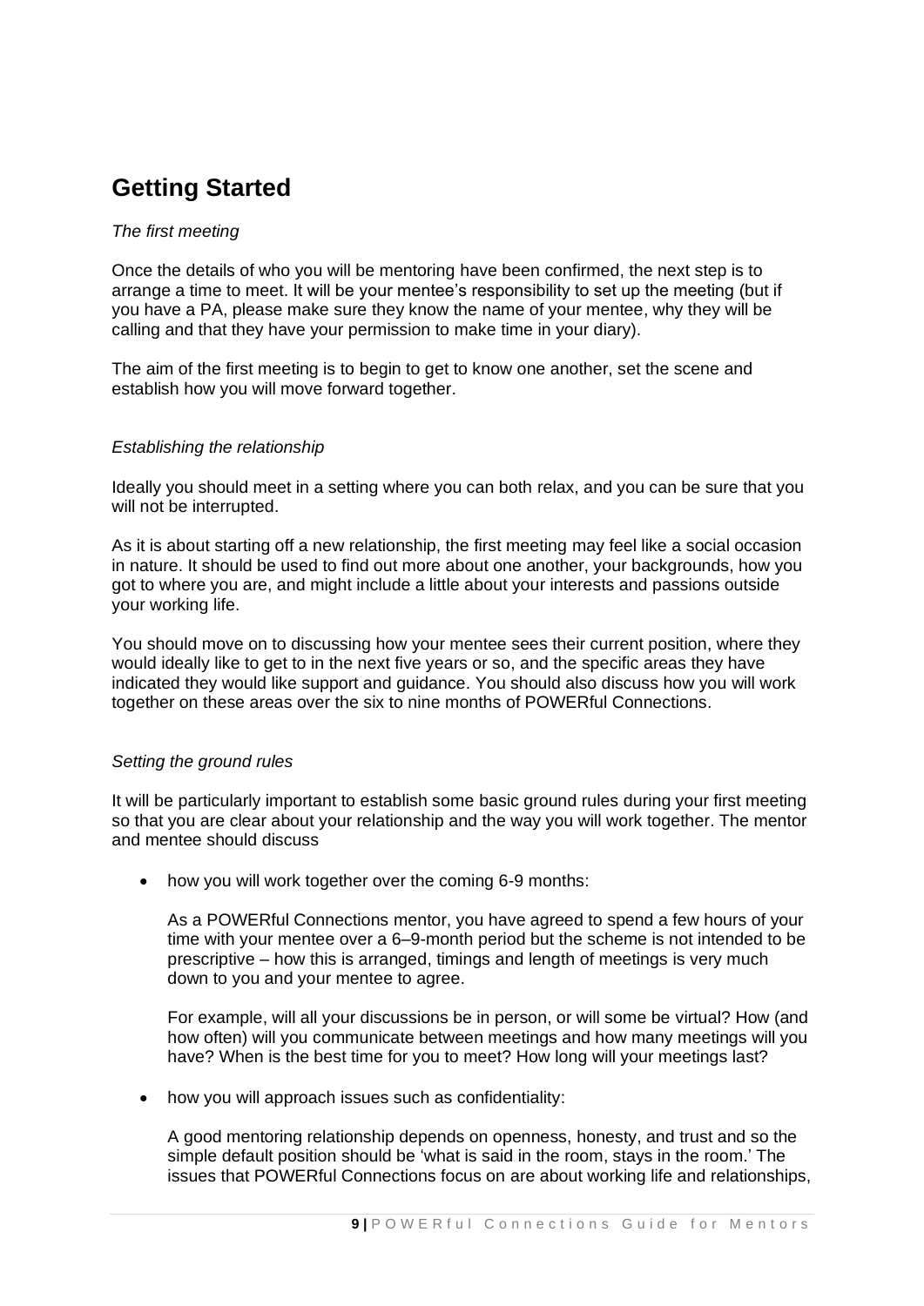## Getting Started

*The first meeting*

Once the details of who you will be mentoring have been confirmed, the next step is to arrange a time to meet. It will be your mentee's responsibility to set up the meeting (but if you have a PA, please make sure they know the name of your mentee, why they will be calling and that they have your permission to make time in your diary).

The aim of the first meeting is to begin to get to know one another, set the scene and establish how you will move forward together.

*Establishing the relationship*

Ideally you should meet in a setting where you can both relax, and you can be sure that you will not be interrupted.

As it is about starting off a new relationship, the first meeting may feel like a social occasion in nature. It should be used to find out more about one another, your backgrounds, how you got to where you are, and might include a little about your interests and passions outside your working life.

You should move on to discussing how your mentee sees their current position, where they would ideally like to get to in the next five years or so, and the specific areas they have indicated they would like support and guidance. You should also discuss how you will work together on these areas over the six to nine months of POWERful Connections.

*Setting the ground rules*

It will be particularly important to establish some basic ground rules during your first meeting so that you are clear about your relationship and the way you will work together. The mentor and mentee should discuss

- how you will work together over the coming 6-9 months:

  As a POWERful Connections mentor, you have agreed to spend a few hours of your time with your mentee over a 6–9-month period but the scheme is not intended to be prescriptive – how this is arranged, timings and length of meetings is very much down to you and your mentee to agree.

  For example, will all your discussions be in person, or will some be virtual? How (and how often) will you communicate between meetings and how many meetings will you have? When is the best time for you to meet? How long will your meetings last?

- how you will approach issues such as confidentiality:

  A good mentoring relationship depends on openness, honesty, and trust and so the simple default position should be 'what is said in the room, stays in the room.' The issues that POWERful Connections focus on are about working life and relationships,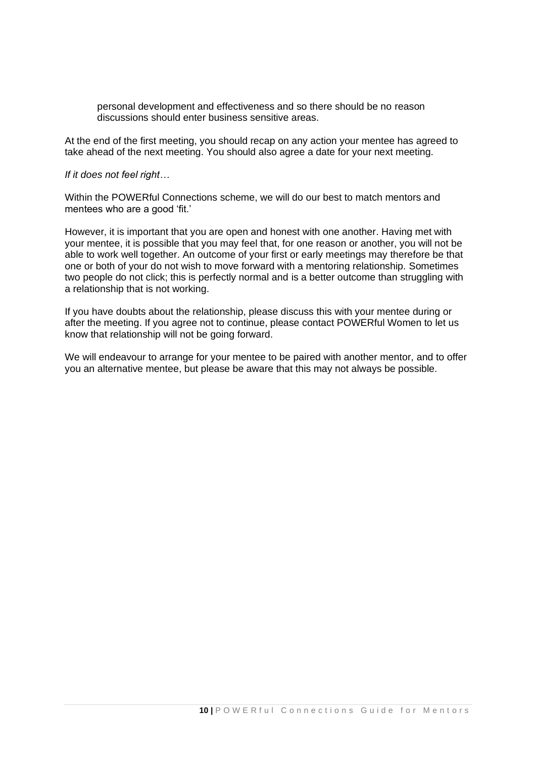personal development and effectiveness and so there should be no reason discussions should enter business sensitive areas.

At the end of the first meeting, you should recap on any action your mentee has agreed to take ahead of the next meeting. You should also agree a date for your next meeting.

*If it does not feel right…*

Within the POWERful Connections scheme, we will do our best to match mentors and mentees who are a good 'fit.'

However, it is important that you are open and honest with one another. Having met with your mentee, it is possible that you may feel that, for one reason or another, you will not be able to work well together. An outcome of your first or early meetings may therefore be that one or both of your do not wish to move forward with a mentoring relationship. Sometimes two people do not click; this is perfectly normal and is a better outcome than struggling with a relationship that is not working.

If you have doubts about the relationship, please discuss this with your mentee during or after the meeting. If you agree not to continue, please contact POWERful Women to let us know that relationship will not be going forward.

We will endeavour to arrange for your mentee to be paired with another mentor, and to offer you an alternative mentee, but please be aware that this may not always be possible.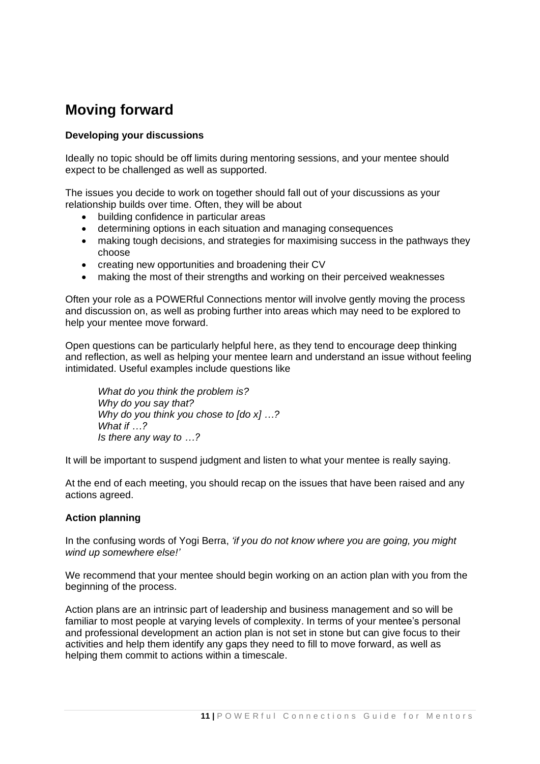# Moving forward

### Developing your discussions

Ideally no topic should be off limits during mentoring sessions, and your mentee should expect to be challenged as well as supported.

The issues you decide to work on together should fall out of your discussions as your relationship builds over time. Often, they will be about

- building confidence in particular areas
- determining options in each situation and managing consequences
- making tough decisions, and strategies for maximising success in the pathways they choose
- creating new opportunities and broadening their CV
- making the most of their strengths and working on their perceived weaknesses

Often your role as a POWERful Connections mentor will involve gently moving the process and discussion on, as well as probing further into areas which may need to be explored to help your mentee move forward.

Open questions can be particularly helpful here, as they tend to encourage deep thinking and reflection, as well as helping your mentee learn and understand an issue without feeling intimidated. Useful examples include questions like

> *What do you think the problem is?*
> *Why do you say that?*
> *Why do you think you chose to [do x] …?*
> *What if …?*
> *Is there any way to …?*

It will be important to suspend judgment and listen to what your mentee is really saying.

At the end of each meeting, you should recap on the issues that have been raised and any actions agreed.

### Action planning

In the confusing words of Yogi Berra, *'if you do not know where you are going, you might wind up somewhere else!'*

We recommend that your mentee should begin working on an action plan with you from the beginning of the process.

Action plans are an intrinsic part of leadership and business management and so will be familiar to most people at varying levels of complexity. In terms of your mentee's personal and professional development an action plan is not set in stone but can give focus to their activities and help them identify any gaps they need to fill to move forward, as well as helping them commit to actions within a timescale.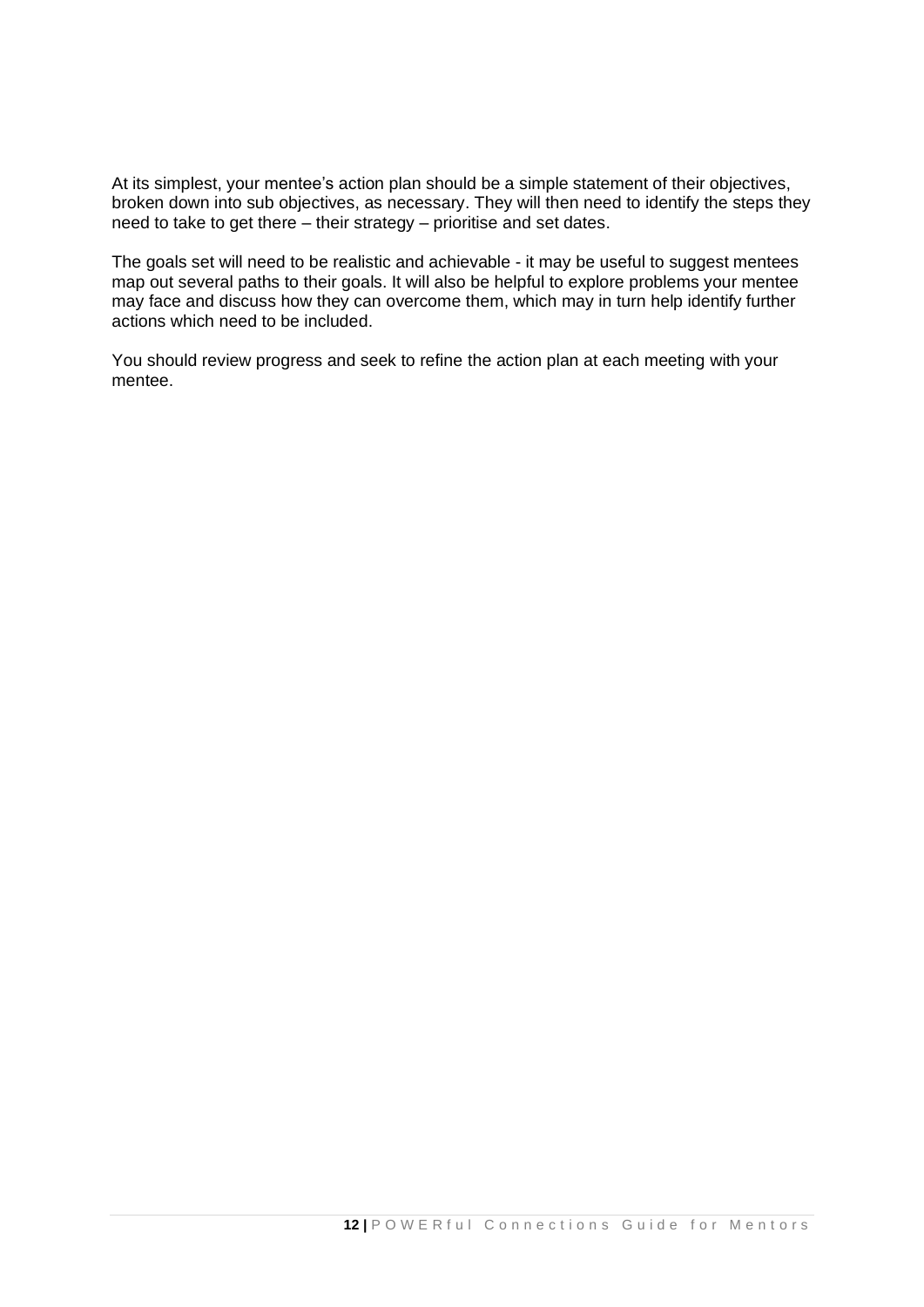At its simplest, your mentee's action plan should be a simple statement of their objectives, broken down into sub objectives, as necessary. They will then need to identify the steps they need to take to get there – their strategy – prioritise and set dates.

The goals set will need to be realistic and achievable - it may be useful to suggest mentees map out several paths to their goals. It will also be helpful to explore problems your mentee may face and discuss how they can overcome them, which may in turn help identify further actions which need to be included.

You should review progress and seek to refine the action plan at each meeting with your mentee.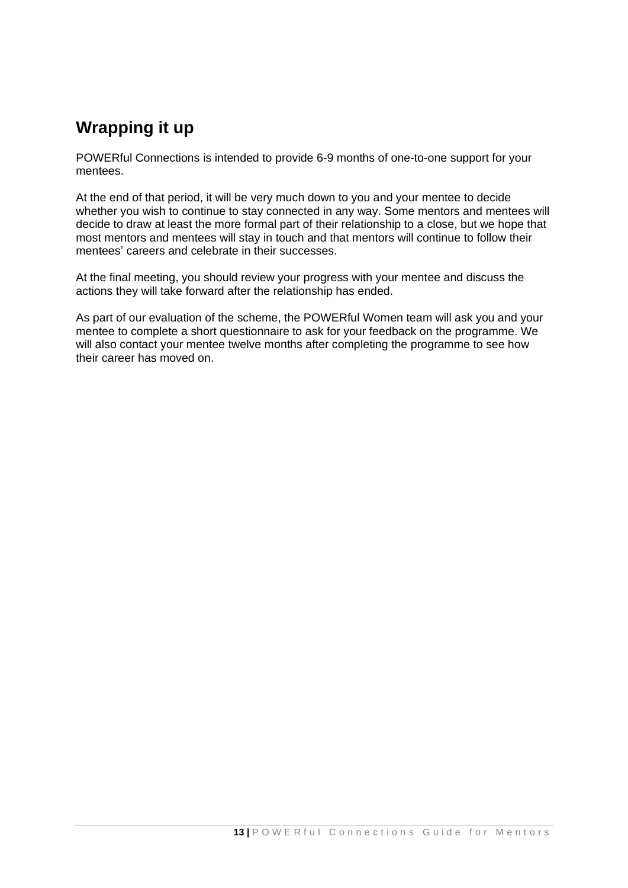## Wrapping it up

POWERful Connections is intended to provide 6-9 months of one-to-one support for your mentees.

At the end of that period, it will be very much down to you and your mentee to decide whether you wish to continue to stay connected in any way. Some mentors and mentees will decide to draw at least the more formal part of their relationship to a close, but we hope that most mentors and mentees will stay in touch and that mentors will continue to follow their mentees' careers and celebrate in their successes.

At the final meeting, you should review your progress with your mentee and discuss the actions they will take forward after the relationship has ended.

As part of our evaluation of the scheme, the POWERful Women team will ask you and your mentee to complete a short questionnaire to ask for your feedback on the programme. We will also contact your mentee twelve months after completing the programme to see how their career has moved on.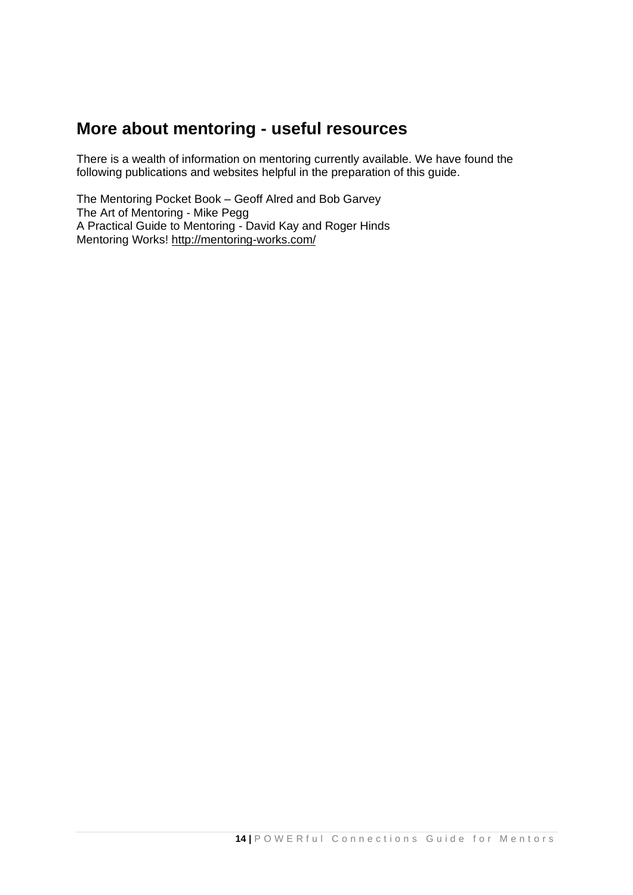## More about mentoring - useful resources

There is a wealth of information on mentoring currently available. We have found the following publications and websites helpful in the preparation of this guide.

The Mentoring Pocket Book – Geoff Alred and Bob Garvey
The Art of Mentoring - Mike Pegg
A Practical Guide to Mentoring - David Kay and Roger Hinds
Mentoring Works! http://mentoring-works.com/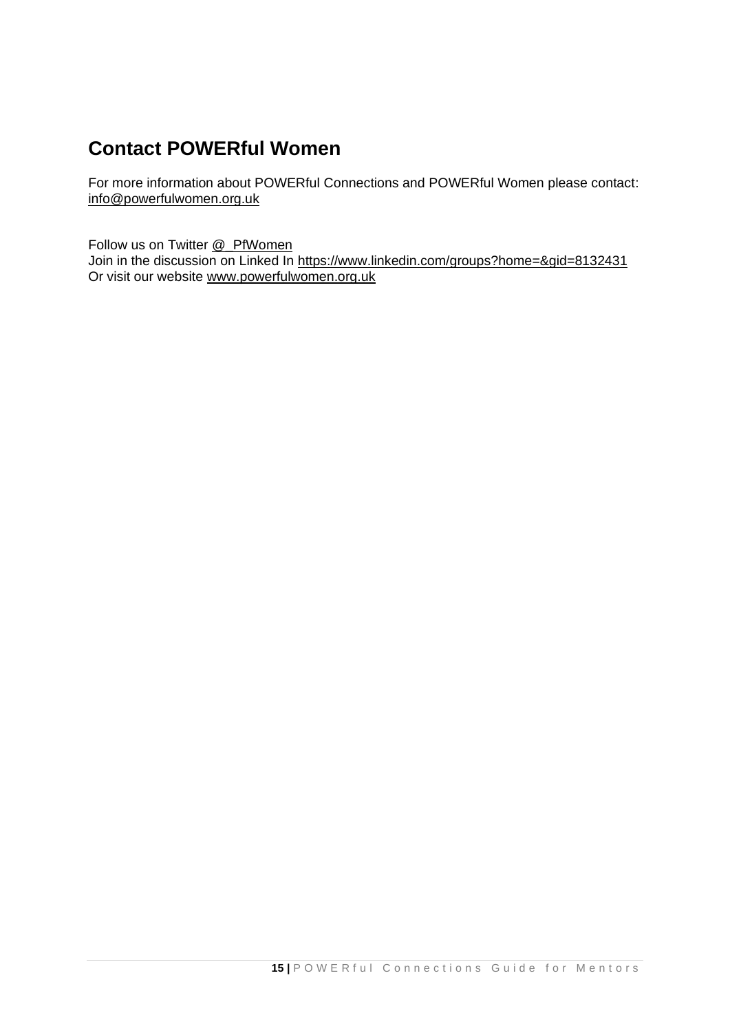## Contact POWERful Women

For more information about POWERful Connections and POWERful Women please contact: info@powerfulwomen.org.uk

Follow us on Twitter @_PfWomen
Join in the discussion on Linked In https://www.linkedin.com/groups?home=&gid=8132431
Or visit our website www.powerfulwomen.org.uk